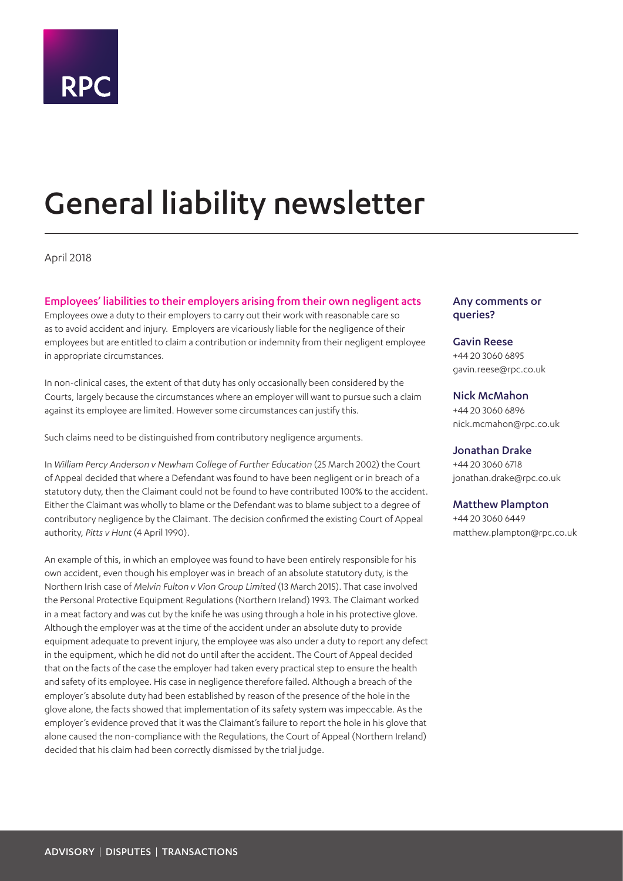RPC

# General liability newsletter

April 2018

## Employees' liabilities to their employers arising from their own negligent acts

Employees owe a duty to their employers to carry out their work with reasonable care so as to avoid accident and injury. Employers are vicariously liable for the negligence of their employees but are entitled to claim a contribution or indemnity from their negligent employee in appropriate circumstances.

In non-clinical cases, the extent of that duty has only occasionally been considered by the Courts, largely because the circumstances where an employer will want to pursue such a claim against its employee are limited. However some circumstances can justify this.

Such claims need to be distinguished from contributory negligence arguments.

In *William Percy Anderson v Newham College of Further Education* (25 March 2002) the Court of Appeal decided that where a Defendant was found to have been negligent or in breach of a statutory duty, then the Claimant could not be found to have contributed 100% to the accident. Either the Claimant was wholly to blame or the Defendant was to blame subject to a degree of contributory negligence by the Claimant. The decision confirmed the existing Court of Appeal authority, *Pitts v Hunt* (4 April 1990).

An example of this, in which an employee was found to have been entirely responsible for his own accident, even though his employer was in breach of an absolute statutory duty, is the Northern Irish case of *Melvin Fulton v Vion Group Limited* (13 March 2015). That case involved the Personal Protective Equipment Regulations (Northern Ireland) 1993. The Claimant worked in a meat factory and was cut by the knife he was using through a hole in his protective glove. Although the employer was at the time of the accident under an absolute duty to provide equipment adequate to prevent injury, the employee was also under a duty to report any defect in the equipment, which he did not do until after the accident. The Court of Appeal decided that on the facts of the case the employer had taken every practical step to ensure the health and safety of its employee. His case in negligence therefore failed. Although a breach of the employer's absolute duty had been established by reason of the presence of the hole in the glove alone, the facts showed that implementation of its safety system was impeccable. As the employer's evidence proved that it was the Claimant's failure to report the hole in his glove that alone caused the non-compliance with the Regulations, the Court of Appeal (Northern Ireland) decided that his claim had been correctly dismissed by the trial judge.

### Any comments or queries?

**Gavin Reese**
+44 20 3060 6895
gavin.reese@rpc.co.uk

**Nick McMahon**
+44 20 3060 6896
nick.mcmahon@rpc.co.uk

**Jonathan Drake**
+44 20 3060 6718
jonathan.drake@rpc.co.uk

**Matthew Plampton**
+44 20 3060 6449
matthew.plampton@rpc.co.uk

ADVISORY | DISPUTES | TRANSACTIONS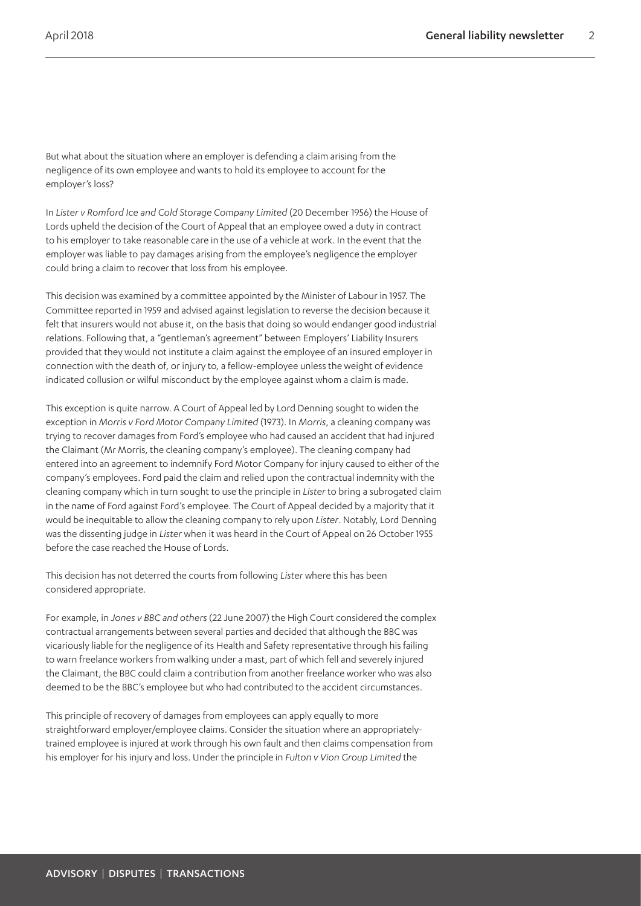But what about the situation where an employer is defending a claim arising from the negligence of its own employee and wants to hold its employee to account for the employer's loss?

In *Lister v Romford Ice and Cold Storage Company Limited* (20 December 1956) the House of Lords upheld the decision of the Court of Appeal that an employee owed a duty in contract to his employer to take reasonable care in the use of a vehicle at work. In the event that the employer was liable to pay damages arising from the employee's negligence the employer could bring a claim to recover that loss from his employee.

This decision was examined by a committee appointed by the Minister of Labour in 1957. The Committee reported in 1959 and advised against legislation to reverse the decision because it felt that insurers would not abuse it, on the basis that doing so would endanger good industrial relations. Following that, a "gentleman's agreement" between Employers' Liability Insurers provided that they would not institute a claim against the employee of an insured employer in connection with the death of, or injury to, a fellow-employee unless the weight of evidence indicated collusion or wilful misconduct by the employee against whom a claim is made.

This exception is quite narrow. A Court of Appeal led by Lord Denning sought to widen the exception in *Morris v Ford Motor Company Limited* (1973). In *Morris*, a cleaning company was trying to recover damages from Ford's employee who had caused an accident that had injured the Claimant (Mr Morris, the cleaning company's employee). The cleaning company had entered into an agreement to indemnify Ford Motor Company for injury caused to either of the company's employees. Ford paid the claim and relied upon the contractual indemnity with the cleaning company which in turn sought to use the principle in *Lister* to bring a subrogated claim in the name of Ford against Ford's employee. The Court of Appeal decided by a majority that it would be inequitable to allow the cleaning company to rely upon *Lister*. Notably, Lord Denning was the dissenting judge in *Lister* when it was heard in the Court of Appeal on 26 October 1955 before the case reached the House of Lords.

This decision has not deterred the courts from following *Lister* where this has been considered appropriate.

For example, in *Jones v BBC and others* (22 June 2007) the High Court considered the complex contractual arrangements between several parties and decided that although the BBC was vicariously liable for the negligence of its Health and Safety representative through his failing to warn freelance workers from walking under a mast, part of which fell and severely injured the Claimant, the BBC could claim a contribution from another freelance worker who was also deemed to be the BBC's employee but who had contributed to the accident circumstances.

This principle of recovery of damages from employees can apply equally to more straightforward employer/employee claims. Consider the situation where an appropriately-trained employee is injured at work through his own fault and then claims compensation from his employer for his injury and loss. Under the principle in *Fulton v Vion Group Limited* the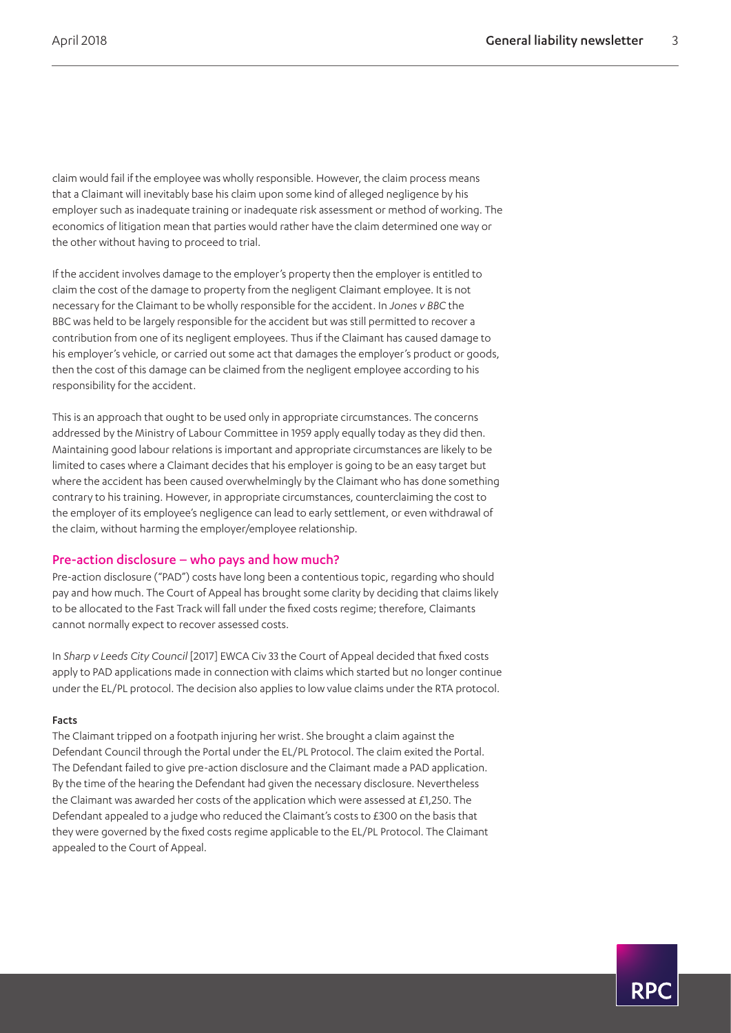claim would fail if the employee was wholly responsible. However, the claim process means that a Claimant will inevitably base his claim upon some kind of alleged negligence by his employer such as inadequate training or inadequate risk assessment or method of working. The economics of litigation mean that parties would rather have the claim determined one way or the other without having to proceed to trial.

If the accident involves damage to the employer's property then the employer is entitled to claim the cost of the damage to property from the negligent Claimant employee. It is not necessary for the Claimant to be wholly responsible for the accident. In *Jones v BBC* the BBC was held to be largely responsible for the accident but was still permitted to recover a contribution from one of its negligent employees. Thus if the Claimant has caused damage to his employer's vehicle, or carried out some act that damages the employer's product or goods, then the cost of this damage can be claimed from the negligent employee according to his responsibility for the accident.

This is an approach that ought to be used only in appropriate circumstances. The concerns addressed by the Ministry of Labour Committee in 1959 apply equally today as they did then. Maintaining good labour relations is important and appropriate circumstances are likely to be limited to cases where a Claimant decides that his employer is going to be an easy target but where the accident has been caused overwhelmingly by the Claimant who has done something contrary to his training. However, in appropriate circumstances, counterclaiming the cost to the employer of its employee's negligence can lead to early settlement, or even withdrawal of the claim, without harming the employer/employee relationship.

## Pre-action disclosure – who pays and how much?

Pre-action disclosure ("PAD") costs have long been a contentious topic, regarding who should pay and how much. The Court of Appeal has brought some clarity by deciding that claims likely to be allocated to the Fast Track will fall under the fixed costs regime; therefore, Claimants cannot normally expect to recover assessed costs.

In *Sharp v Leeds City Council* [2017] EWCA Civ 33 the Court of Appeal decided that fixed costs apply to PAD applications made in connection with claims which started but no longer continue under the EL/PL protocol. The decision also applies to low value claims under the RTA protocol.

### Facts

The Claimant tripped on a footpath injuring her wrist. She brought a claim against the Defendant Council through the Portal under the EL/PL Protocol. The claim exited the Portal. The Defendant failed to give pre-action disclosure and the Claimant made a PAD application. By the time of the hearing the Defendant had given the necessary disclosure. Nevertheless the Claimant was awarded her costs of the application which were assessed at £1,250. The Defendant appealed to a judge who reduced the Claimant's costs to £300 on the basis that they were governed by the fixed costs regime applicable to the EL/PL Protocol. The Claimant appealed to the Court of Appeal.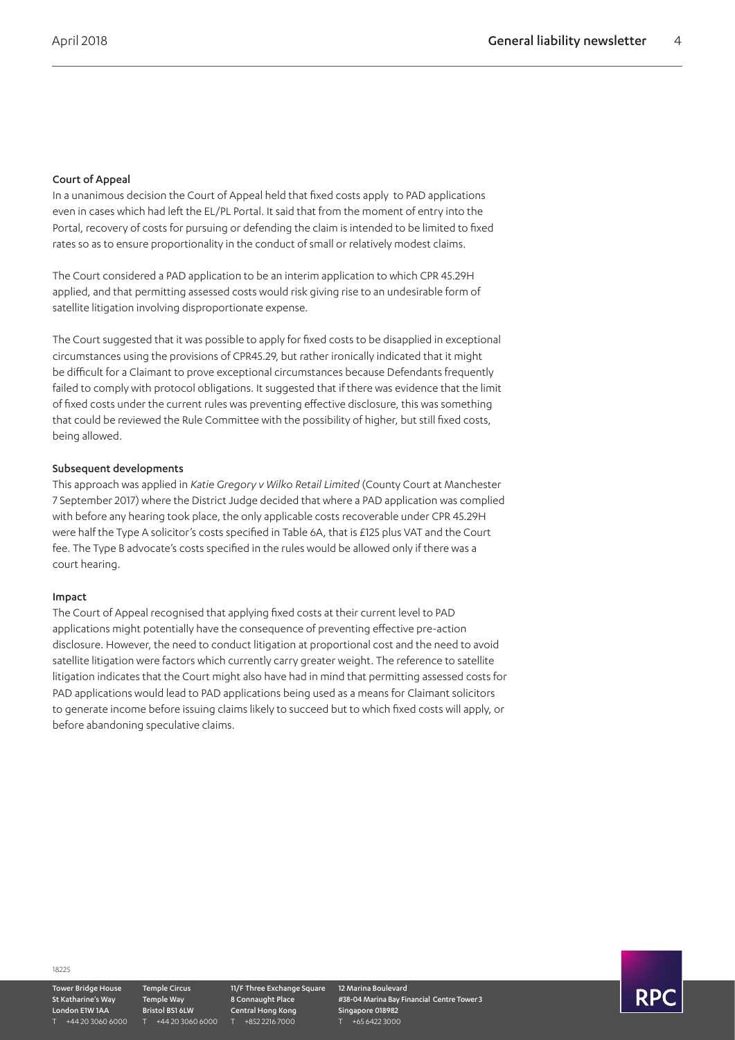### Court of Appeal

In a unanimous decision the Court of Appeal held that fixed costs apply to PAD applications even in cases which had left the EL/PL Portal. It said that from the moment of entry into the Portal, recovery of costs for pursuing or defending the claim is intended to be limited to fixed rates so as to ensure proportionality in the conduct of small or relatively modest claims.

The Court considered a PAD application to be an interim application to which CPR 45.29H applied, and that permitting assessed costs would risk giving rise to an undesirable form of satellite litigation involving disproportionate expense.

The Court suggested that it was possible to apply for fixed costs to be disapplied in exceptional circumstances using the provisions of CPR45.29, but rather ironically indicated that it might be difficult for a Claimant to prove exceptional circumstances because Defendants frequently failed to comply with protocol obligations. It suggested that if there was evidence that the limit of fixed costs under the current rules was preventing effective disclosure, this was something that could be reviewed the Rule Committee with the possibility of higher, but still fixed costs, being allowed.

### Subsequent developments

This approach was applied in *Katie Gregory v Wilko Retail Limited* (County Court at Manchester 7 September 2017) where the District Judge decided that where a PAD application was complied with before any hearing took place, the only applicable costs recoverable under CPR 45.29H were half the Type A solicitor's costs specified in Table 6A, that is £125 plus VAT and the Court fee. The Type B advocate's costs specified in the rules would be allowed only if there was a court hearing.

### Impact

The Court of Appeal recognised that applying fixed costs at their current level to PAD applications might potentially have the consequence of preventing effective pre-action disclosure. However, the need to conduct litigation at proportional cost and the need to avoid satellite litigation were factors which currently carry greater weight. The reference to satellite litigation indicates that the Court might also have had in mind that permitting assessed costs for PAD applications would lead to PAD applications being used as a means for Claimant solicitors to generate income before issuing claims likely to succeed but to which fixed costs will apply, or before abandoning speculative claims.

18225

Tower Bridge House
St Katharine's Way
London E1W 1AA
T +44 20 3060 6000

Temple Circus
Temple Way
Bristol BS1 6LW
T +44 20 3060 6000

11/F Three Exchange Square
8 Connaught Place
Central Hong Kong
T +852 2216 7000

12 Marina Boulevard
#38-04 Marina Bay Financial Centre Tower 3
Singapore 018982
T +65 6422 3000

RPC